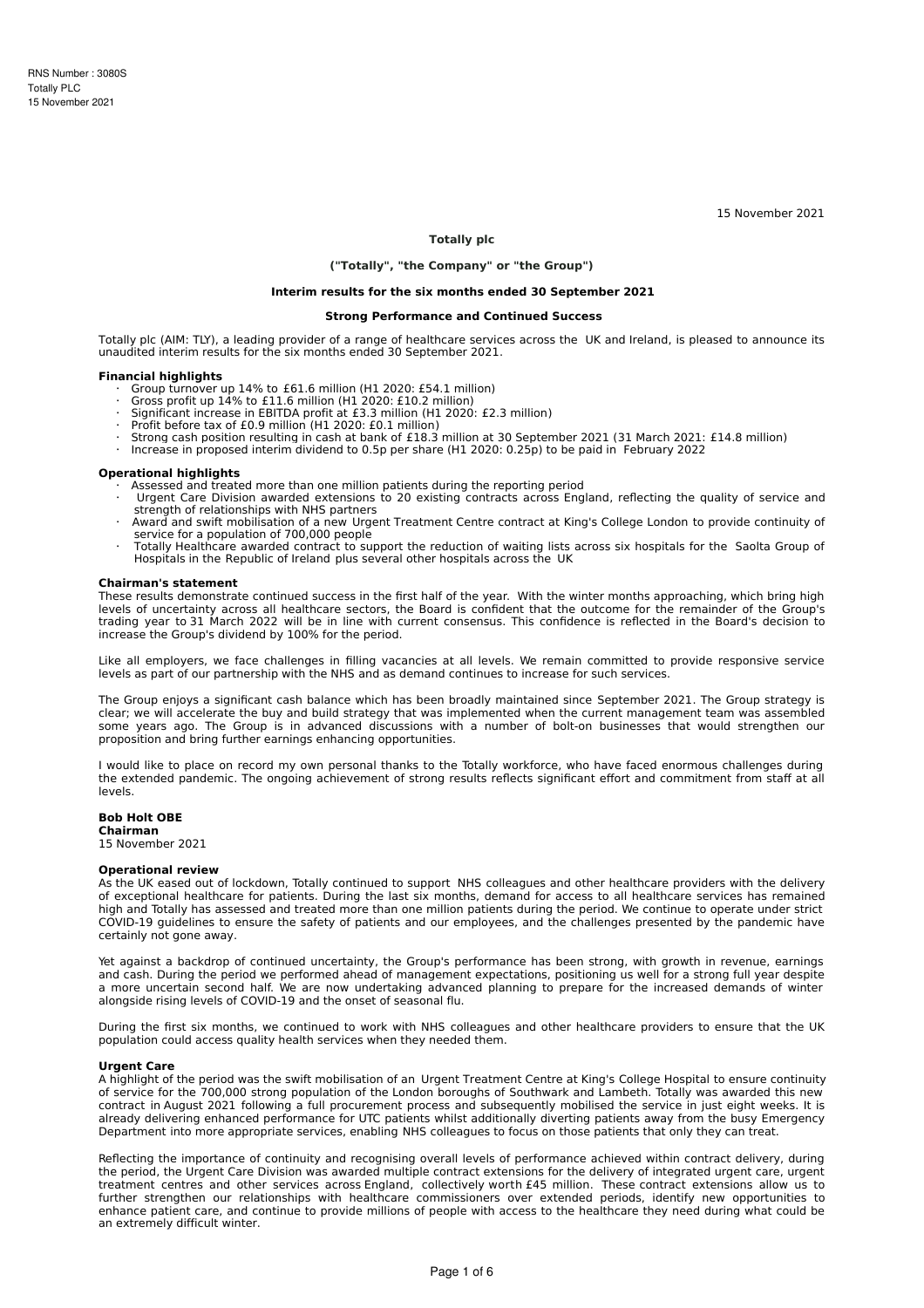RNS Number : 3080S
Totally PLC
15 November 2021

15 November 2021

**Totally plc**

**("Totally", "the Company" or "the Group")**

**Interim results for the six months ended 30 September 2021**

**Strong Performance and Continued Success**

Totally plc (AIM: TLY), a leading provider of a range of healthcare services across the UK and Ireland, is pleased to announce its unaudited interim results for the six months ended 30 September 2021.

**Financial highlights**

- Group turnover up 14% to £61.6 million (H1 2020: £54.1 million)
- Gross profit up 14% to £11.6 million (H1 2020: £10.2 million)
- Significant increase in EBITDA profit at £3.3 million (H1 2020: £2.3 million)
- Profit before tax of £0.9 million (H1 2020: £0.1 million)
- Strong cash position resulting in cash at bank of £18.3 million at 30 September 2021 (31 March 2021: £14.8 million)
- Increase in proposed interim dividend to 0.5p per share (H1 2020: 0.25p) to be paid in February 2022

**Operational highlights**

- Assessed and treated more than one million patients during the reporting period
- Urgent Care Division awarded extensions to 20 existing contracts across England, reflecting the quality of service and strength of relationships with NHS partners
- Award and swift mobilisation of a new Urgent Treatment Centre contract at King's College London to provide continuity of service for a population of 700,000 people
- Totally Healthcare awarded contract to support the reduction of waiting lists across six hospitals for the Saolta Group of Hospitals in the Republic of Ireland plus several other hospitals across the UK

**Chairman's statement**

These results demonstrate continued success in the first half of the year. With the winter months approaching, which bring high levels of uncertainty across all healthcare sectors, the Board is confident that the outcome for the remainder of the Group's trading year to 31 March 2022 will be in line with current consensus. This confidence is reflected in the Board's decision to increase the Group's dividend by 100% for the period.

Like all employers, we face challenges in filling vacancies at all levels. We remain committed to provide responsive service levels as part of our partnership with the NHS and as demand continues to increase for such services.

The Group enjoys a significant cash balance which has been broadly maintained since September 2021. The Group strategy is clear; we will accelerate the buy and build strategy that was implemented when the current management team was assembled some years ago. The Group is in advanced discussions with a number of bolt-on businesses that would strengthen our proposition and bring further earnings enhancing opportunities.

I would like to place on record my own personal thanks to the Totally workforce, who have faced enormous challenges during the extended pandemic. The ongoing achievement of strong results reflects significant effort and commitment from staff at all levels.

**Bob Holt OBE**
**Chairman**
15 November 2021

**Operational review**

As the UK eased out of lockdown, Totally continued to support NHS colleagues and other healthcare providers with the delivery of exceptional healthcare for patients. During the last six months, demand for access to all healthcare services has remained high and Totally has assessed and treated more than one million patients during the period. We continue to operate under strict COVID-19 guidelines to ensure the safety of patients and our employees, and the challenges presented by the pandemic have certainly not gone away.

Yet against a backdrop of continued uncertainty, the Group's performance has been strong, with growth in revenue, earnings and cash. During the period we performed ahead of management expectations, positioning us well for a strong full year despite a more uncertain second half. We are now undertaking advanced planning to prepare for the increased demands of winter alongside rising levels of COVID-19 and the onset of seasonal flu.

During the first six months, we continued to work with NHS colleagues and other healthcare providers to ensure that the UK population could access quality health services when they needed them.

**Urgent Care**

A highlight of the period was the swift mobilisation of an Urgent Treatment Centre at King's College Hospital to ensure continuity of service for the 700,000 strong population of the London boroughs of Southwark and Lambeth. Totally was awarded this new contract in August 2021 following a full procurement process and subsequently mobilised the service in just eight weeks. It is already delivering enhanced performance for UTC patients whilst additionally diverting patients away from the busy Emergency Department into more appropriate services, enabling NHS colleagues to focus on those patients that only they can treat.

Reflecting the importance of continuity and recognising overall levels of performance achieved within contract delivery, during the period, the Urgent Care Division was awarded multiple contract extensions for the delivery of integrated urgent care, urgent treatment centres and other services across England, collectively worth £45 million. These contract extensions allow us to further strengthen our relationships with healthcare commissioners over extended periods, identify new opportunities to enhance patient care, and continue to provide millions of people with access to the healthcare they need during what could be an extremely difficult winter.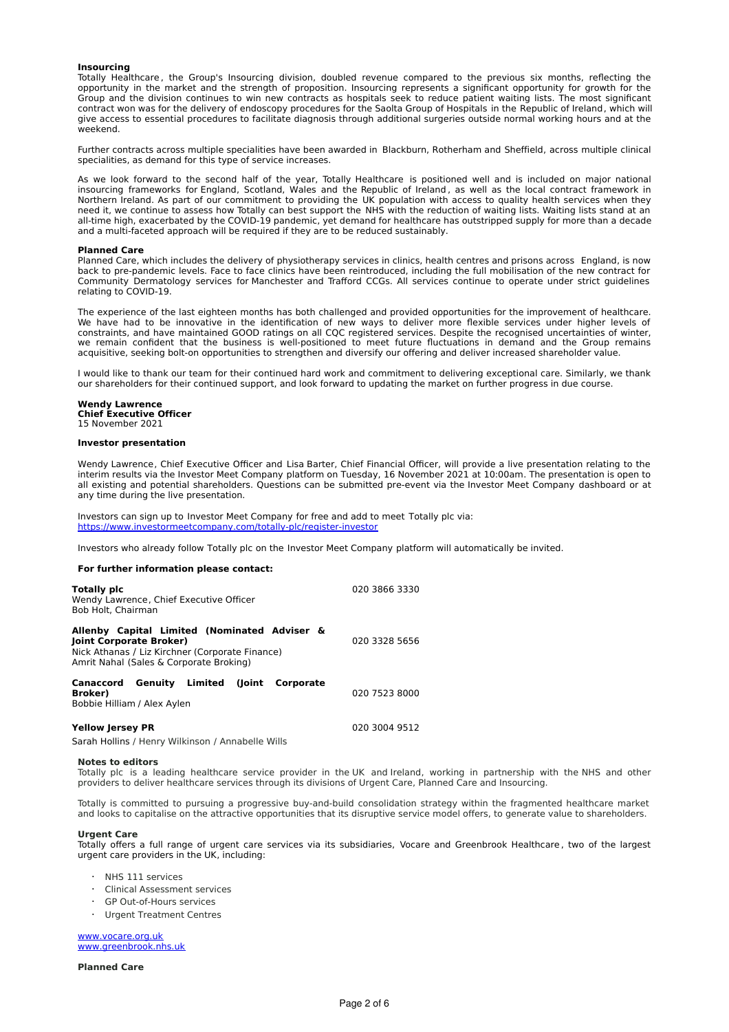**Insourcing**

Totally Healthcare, the Group's Insourcing division, doubled revenue compared to the previous six months, reflecting the opportunity in the market and the strength of proposition. Insourcing represents a significant opportunity for growth for the Group and the division continues to win new contracts as hospitals seek to reduce patient waiting lists. The most significant contract won was for the delivery of endoscopy procedures for the Saolta Group of Hospitals in the Republic of Ireland, which will give access to essential procedures to facilitate diagnosis through additional surgeries outside normal working hours and at the weekend.

Further contracts across multiple specialities have been awarded in Blackburn, Rotherham and Sheffield, across multiple clinical specialities, as demand for this type of service increases.

As we look forward to the second half of the year, Totally Healthcare is positioned well and is included on major national insourcing frameworks for England, Scotland, Wales and the Republic of Ireland, as well as the local contract framework in Northern Ireland. As part of our commitment to providing the UK population with access to quality health services when they need it, we continue to assess how Totally can best support the NHS with the reduction of waiting lists. Waiting lists stand at an all-time high, exacerbated by the COVID-19 pandemic, yet demand for healthcare has outstripped supply for more than a decade and a multi-faceted approach will be required if they are to be reduced sustainably.

**Planned Care**

Planned Care, which includes the delivery of physiotherapy services in clinics, health centres and prisons across England, is now back to pre-pandemic levels. Face to face clinics have been reintroduced, including the full mobilisation of the new contract for Community Dermatology services for Manchester and Trafford CCGs. All services continue to operate under strict guidelines relating to COVID-19.

The experience of the last eighteen months has both challenged and provided opportunities for the improvement of healthcare. We have had to be innovative in the identification of new ways to deliver more flexible services under higher levels of constraints, and have maintained GOOD ratings on all CQC registered services. Despite the recognised uncertainties of winter, we remain confident that the business is well-positioned to meet future fluctuations in demand and the Group remains acquisitive, seeking bolt-on opportunities to strengthen and diversify our offering and deliver increased shareholder value.

I would like to thank our team for their continued hard work and commitment to delivering exceptional care. Similarly, we thank our shareholders for their continued support, and look forward to updating the market on further progress in due course.

**Wendy Lawrence**
**Chief Executive Officer**
15 November 2021

**Investor presentation**

Wendy Lawrence, Chief Executive Officer and Lisa Barter, Chief Financial Officer, will provide a live presentation relating to the interim results via the Investor Meet Company platform on Tuesday, 16 November 2021 at 10:00am. The presentation is open to all existing and potential shareholders. Questions can be submitted pre-event via the Investor Meet Company dashboard or at any time during the live presentation.

Investors can sign up to Investor Meet Company for free and add to meet Totally plc via:
https://www.investormeetcompany.com/totally-plc/register-investor

Investors who already follow Totally plc on the Investor Meet Company platform will automatically be invited.

**For further information please contact:**

| | |
|---|---|
| **Totally plc**<br>Wendy Lawrence, Chief Executive Officer<br>Bob Holt, Chairman | 020 3866 3330 |
| **Allenby Capital Limited (Nominated Adviser & Joint Corporate Broker)**<br>Nick Athanas / Liz Kirchner (Corporate Finance)<br>Amrit Nahal (Sales & Corporate Broking) | 020 3328 5656 |
| **Canaccord Genuity Limited (Joint Corporate Broker)**<br>Bobbie Hilliam / Alex Aylen | 020 7523 8000 |
| **Yellow Jersey PR**<br>Sarah Hollins / Henry Wilkinson / Annabelle Wills | 020 3004 9512 |

**Notes to editors**

Totally plc is a leading healthcare service provider in the UK and Ireland, working in partnership with the NHS and other providers to deliver healthcare services through its divisions of Urgent Care, Planned Care and Insourcing.

Totally is committed to pursuing a progressive buy-and-build consolidation strategy within the fragmented healthcare market and looks to capitalise on the attractive opportunities that its disruptive service model offers, to generate value to shareholders.

**Urgent Care**

Totally offers a full range of urgent care services via its subsidiaries, Vocare and Greenbrook Healthcare, two of the largest urgent care providers in the UK, including:

- NHS 111 services
- Clinical Assessment services
- GP Out-of-Hours services
- Urgent Treatment Centres

www.vocare.org.uk
www.greenbrook.nhs.uk

**Planned Care**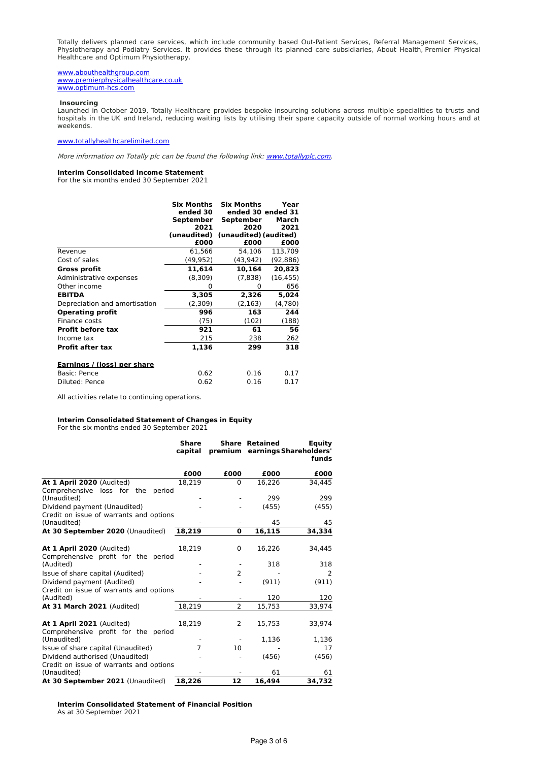Totally delivers planned care services, which include community based Out-Patient Services, Referral Management Services, Physiotherapy and Podiatry Services. It provides these through its planned care subsidiaries, About Health, Premier Physical Healthcare and Optimum Physiotherapy.

www.abouthealthgroup.com
www.premierphysicalhealthcare.co.uk
www.optimum-hcs.com

**Insourcing**

Launched in October 2019, Totally Healthcare provides bespoke insourcing solutions across multiple specialities to trusts and hospitals in the UK and Ireland, reducing waiting lists by utilising their spare capacity outside of normal working hours and at weekends.

www.totallyhealthcarelimited.com

*More information on Totally plc can be found the following link: www.totallyplc.com.*

**Interim Consolidated Income Statement**
For the six months ended 30 September 2021

| | Six Months ended 30 September 2021 (unaudited) | Six Months ended 30 September 2020 (unaudited) | Year ended 31 March 2021 (audited) |
|---|---|---|---|
| | £000 | £000 | £000 |
| Revenue | 61,566 | 54,106 | 113,709 |
| Cost of sales | (49,952) | (43,942) | (92,886) |
| **Gross profit** | **11,614** | **10,164** | **20,823** |
| Administrative expenses | (8,309) | (7,838) | (16,455) |
| Other income | 0 | 0 | 656 |
| **EBITDA** | **3,305** | **2,326** | **5,024** |
| Depreciation and amortisation | (2,309) | (2,163) | (4,780) |
| **Operating profit** | **996** | **163** | **244** |
| Finance costs | (75) | (102) | (188) |
| **Profit before tax** | **921** | **61** | **56** |
| Income tax | 215 | 238 | 262 |
| **Profit after tax** | **1,136** | **299** | **318** |
| | | | |
| **Earnings / (loss) per share** | | | |
| Basic: Pence | 0.62 | 0.16 | 0.17 |
| Diluted: Pence | 0.62 | 0.16 | 0.17 |

All activities relate to continuing operations.

**Interim Consolidated Statement of Changes in Equity**
For the six months ended 30 September 2021

| | Share capital | Share premium | Retained earnings | Equity Shareholders' funds |
|---|---|---|---|---|
| | £000 | £000 | £000 | £000 |
| **At 1 April 2020** (Audited) | 18,219 | 0 | 16,226 | 34,445 |
| Comprehensive loss for the period (Unaudited) | - | - | 299 | 299 |
| Dividend payment (Unaudited) | - | - | (455) | (455) |
| Credit on issue of warrants and options (Unaudited) | - | - | 45 | 45 |
| **At 30 September 2020** (Unaudited) | **18,219** | **0** | **16,115** | **34,334** |
| | | | | |
| **At 1 April 2020** (Audited) | 18,219 | 0 | 16,226 | 34,445 |
| Comprehensive profit for the period (Audited) | - | - | 318 | 318 |
| Issue of share capital (Audited) | - | 2 | - | 2 |
| Dividend payment (Audited) | - | - | (911) | (911) |
| Credit on issue of warrants and options (Audited) | - | - | 120 | 120 |
| **At 31 March 2021** (Audited) | 18,219 | 2 | 15,753 | 33,974 |
| | | | | |
| **At 1 April 2021** (Audited) | 18,219 | 2 | 15,753 | 33,974 |
| Comprehensive profit for the period (Unaudited) | - | - | 1,136 | 1,136 |
| Issue of share capital (Unaudited) | 7 | 10 | - | 17 |
| Dividend authorised (Unaudited) | - | - | (456) | (456) |
| Credit on issue of warrants and options (Unaudited) | - | - | 61 | 61 |
| **At 30 September 2021** (Unaudited) | **18,226** | **12** | **16,494** | **34,732** |

**Interim Consolidated Statement of Financial Position**
As at 30 September 2021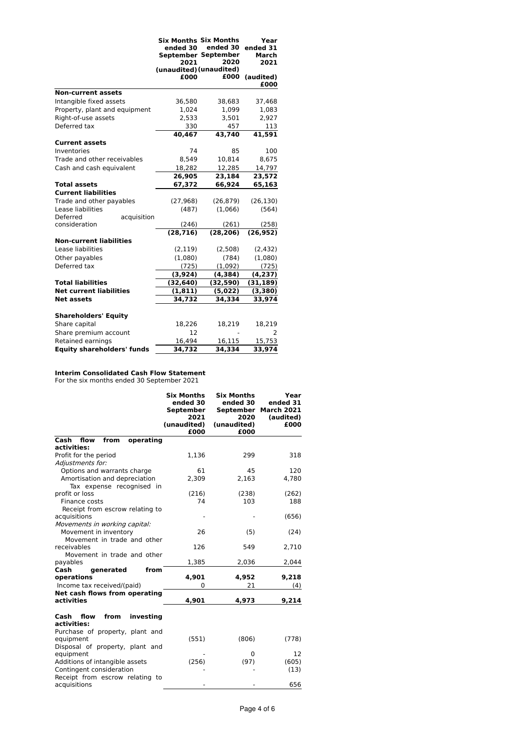| | Six Months ended 30 September 2021 (unaudited) £000 | Six Months ended 30 September 2020 (unaudited) £000 | Year ended 31 March 2021 (audited) £000 |
|---|---|---|---|
| **Non-current assets** | | | |
| Intangible fixed assets | 36,580 | 38,683 | 37,468 |
| Property, plant and equipment | 1,024 | 1,099 | 1,083 |
| Right-of-use assets | 2,533 | 3,501 | 2,927 |
| Deferred tax | 330 | 457 | 113 |
| | **40,467** | **43,740** | **41,591** |
| **Current assets** | | | |
| Inventories | 74 | 85 | 100 |
| Trade and other receivables | 8,549 | 10,814 | 8,675 |
| Cash and cash equivalent | 18,282 | 12,285 | 14,797 |
| | **26,905** | **23,184** | **23,572** |
| **Total assets** | **67,372** | **66,924** | **65,163** |
| **Current liabilities** | | | |
| Trade and other payables | (27,968) | (26,879) | (26,130) |
| Lease liabilities | (487) | (1,066) | (564) |
| Deferred acquisition consideration | (246) | (261) | (258) |
| | **(28,716)** | **(28,206)** | **(26,952)** |
| **Non-current liabilities** | | | |
| Lease liabilities | (2,119) | (2,508) | (2,432) |
| Other payables | (1,080) | (784) | (1,080) |
| Deferred tax | (725) | (1,092) | (725) |
| | **(3,924)** | **(4,384)** | **(4,237)** |
| **Total liabilities** | **(32,640)** | **(32,590)** | **(31,189)** |
| **Net current liabilities** | **(1,811)** | **(5,022)** | **(3,380)** |
| **Net assets** | **34,732** | **34,334** | **33,974** |
| | | | |
| **Shareholders' Equity** | | | |
| Share capital | 18,226 | 18,219 | 18,219 |
| Share premium account | 12 | - | 2 |
| Retained earnings | 16,494 | 16,115 | 15,753 |
| **Equity shareholders' funds** | **34,732** | **34,334** | **33,974** |

**Interim Consolidated Cash Flow Statement**
For the six months ended 30 September 2021

| | Six Months ended 30 September 2021 (unaudited) £000 | Six Months ended 30 September 2020 (unaudited) £000 | Year ended 31 March 2021 (audited) £000 |
|---|---|---|---|
| **Cash flow from operating activities:** | | | |
| Profit for the period | 1,136 | 299 | 318 |
| *Adjustments for:* | | | |
| Options and warrants charge | 61 | 45 | 120 |
| Amortisation and depreciation | 2,309 | 2,163 | 4,780 |
| Tax expense recognised in profit or loss | (216) | (238) | (262) |
| Finance costs | 74 | 103 | 188 |
| Receipt from escrow relating to acquisitions | - | - | (656) |
| *Movements in working capital:* | | | |
| Movement in inventory | 26 | (5) | (24) |
| Movement in trade and other receivables | 126 | 549 | 2,710 |
| Movement in trade and other payables | 1,385 | 2,036 | 2,044 |
| **Cash generated from operations** | **4,901** | **4,952** | **9,218** |
| Income tax received/(paid) | 0 | 21 | (4) |
| **Net cash flows from operating activities** | **4,901** | **4,973** | **9,214** |
| | | | |
| **Cash flow from investing activities:** | | | |
| Purchase of property, plant and equipment | (551) | (806) | (778) |
| Disposal of property, plant and equipment | - | 0 | 12 |
| Additions of intangible assets | (256) | (97) | (605) |
| Contingent consideration | - | - | (13) |
| Receipt from escrow relating to acquisitions | - | - | 656 |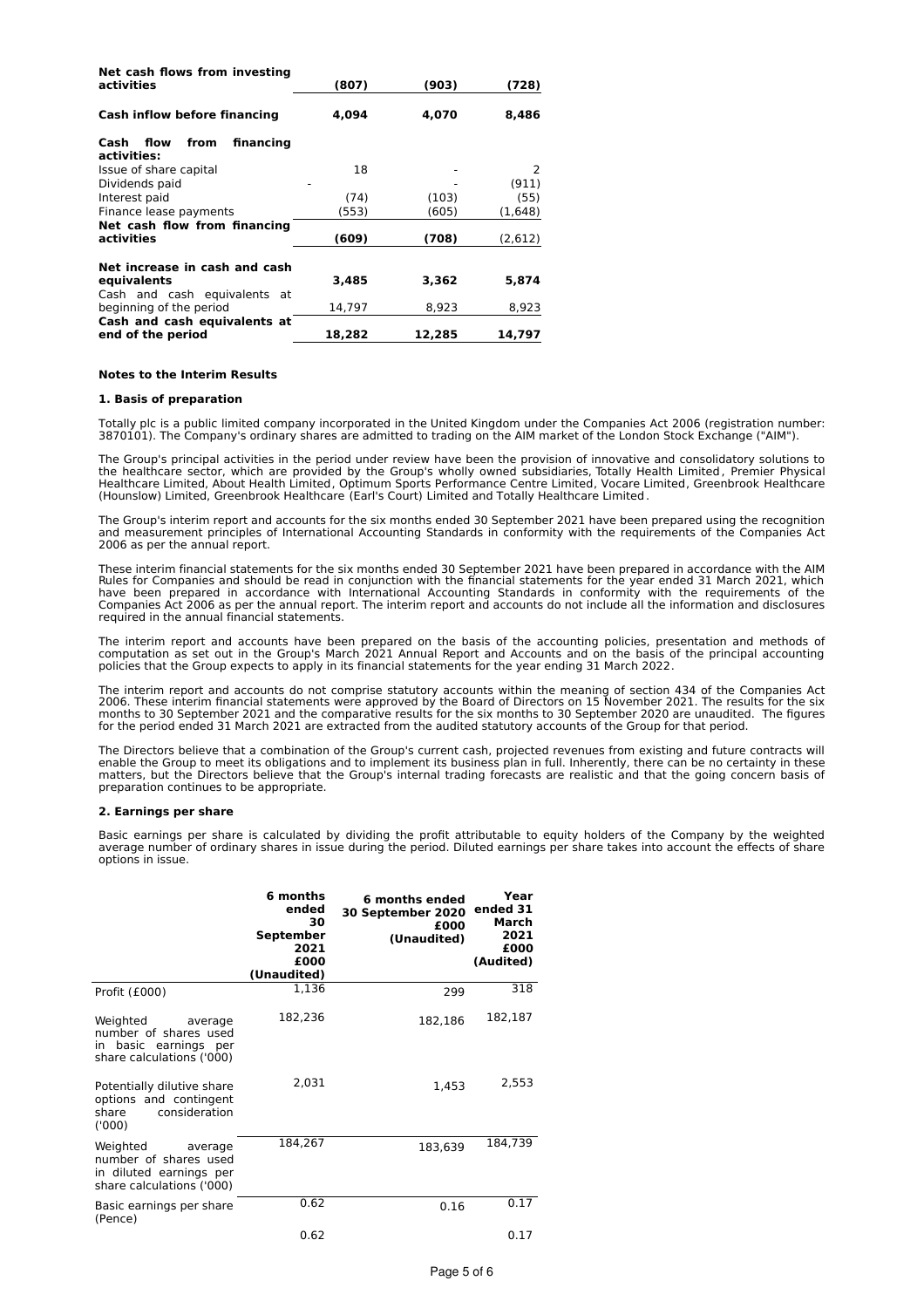| | | | |
|---|---|---|---|
| **Net cash flows from investing activities** | **(807)** | **(903)** | **(728)** |
| **Cash inflow before financing** | **4,094** | **4,070** | **8,486** |
| **Cash flow from financing activities:** | | | |
| Issue of share capital | 18 | - | 2 |
| Dividends paid | - | - | (911) |
| Interest paid | (74) | (103) | (55) |
| Finance lease payments | (553) | (605) | (1,648) |
| **Net cash flow from financing activities** | **(609)** | **(708)** | (2,612) |
| **Net increase in cash and cash equivalents** | **3,485** | **3,362** | **5,874** |
| Cash and cash equivalents at beginning of the period | 14,797 | 8,923 | 8,923 |
| **Cash and cash equivalents at end of the period** | **18,282** | **12,285** | **14,797** |

**Notes to the Interim Results**

**1. Basis of preparation**

Totally plc is a public limited company incorporated in the United Kingdom under the Companies Act 2006 (registration number: 3870101). The Company's ordinary shares are admitted to trading on the AIM market of the London Stock Exchange ("AIM").

The Group's principal activities in the period under review have been the provision of innovative and consolidatory solutions to the healthcare sector, which are provided by the Group's wholly owned subsidiaries, Totally Health Limited, Premier Physical Healthcare Limited, About Health Limited, Optimum Sports Performance Centre Limited, Vocare Limited, Greenbrook Healthcare (Hounslow) Limited, Greenbrook Healthcare (Earl's Court) Limited and Totally Healthcare Limited.

The Group's interim report and accounts for the six months ended 30 September 2021 have been prepared using the recognition and measurement principles of International Accounting Standards in conformity with the requirements of the Companies Act 2006 as per the annual report.

These interim financial statements for the six months ended 30 September 2021 have been prepared in accordance with the AIM Rules for Companies and should be read in conjunction with the financial statements for the year ended 31 March 2021, which have been prepared in accordance with International Accounting Standards in conformity with the requirements of the Companies Act 2006 as per the annual report. The interim report and accounts do not include all the information and disclosures required in the annual financial statements.

The interim report and accounts have been prepared on the basis of the accounting policies, presentation and methods of computation as set out in the Group's March 2021 Annual Report and Accounts and on the basis of the principal accounting policies that the Group expects to apply in its financial statements for the year ending 31 March 2022.

The interim report and accounts do not comprise statutory accounts within the meaning of section 434 of the Companies Act 2006. These interim financial statements were approved by the Board of Directors on 15 November 2021. The results for the six months to 30 September 2021 and the comparative results for the six months to 30 September 2020 are unaudited. The figures for the period ended 31 March 2021 are extracted from the audited statutory accounts of the Group for that period.

The Directors believe that a combination of the Group's current cash, projected revenues from existing and future contracts will enable the Group to meet its obligations and to implement its business plan in full. Inherently, there can be no certainty in these matters, but the Directors believe that the Group's internal trading forecasts are realistic and that the going concern basis of preparation continues to be appropriate.

**2. Earnings per share**

Basic earnings per share is calculated by dividing the profit attributable to equity holders of the Company by the weighted average number of ordinary shares in issue during the period. Diluted earnings per share takes into account the effects of share options in issue.

| | **6 months ended 30 September 2021 £000 (Unaudited)** | **6 months ended 30 September 2020 £000 (Unaudited)** | **Year ended 31 March 2021 £000 (Audited)** |
|---|---|---|---|
| Profit (£000) | 1,136 | 299 | 318 |
| Weighted average number of shares used in basic earnings per share calculations ('000) | 182,236 | 182,186 | 182,187 |
| Potentially dilutive share options and contingent share consideration ('000) | 2,031 | 1,453 | 2,553 |
| Weighted average number of shares used in diluted earnings per share calculations ('000) | 184,267 | 183,639 | 184,739 |
| Basic earnings per share (Pence) | 0.62 | 0.16 | 0.17 |
| | 0.62 | | 0.17 |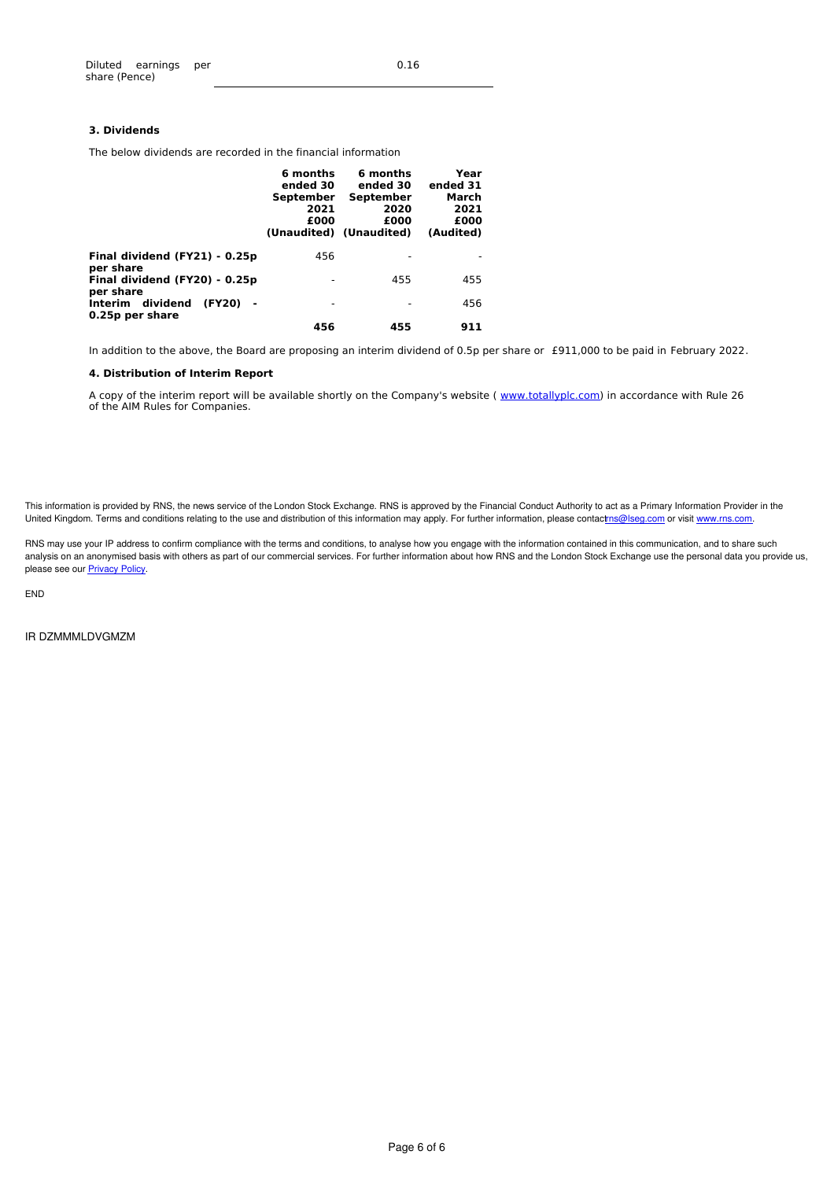| | |
|---|---|
| Diluted earnings per share (Pence) | 0.16 |

### 3. Dividends

The below dividends are recorded in the financial information

| | 6 months ended 30 September 2021 £000 (Unaudited) | 6 months ended 30 September 2020 £000 (Unaudited) | Year ended 31 March 2021 £000 (Audited) |
|---|---|---|---|
| **Final dividend (FY21) - 0.25p per share** | 456 | - | - |
| **Final dividend (FY20) - 0.25p per share** | - | 455 | 455 |
| **Interim dividend (FY20) - 0.25p per share** | - | - | 456 |
| | **456** | **455** | **911** |

In addition to the above, the Board are proposing an interim dividend of 0.5p per share or £911,000 to be paid in February 2022.

### 4. Distribution of Interim Report

A copy of the interim report will be available shortly on the Company's website ( www.totallyplc.com) in accordance with Rule 26 of the AIM Rules for Companies.

This information is provided by RNS, the news service of the London Stock Exchange. RNS is approved by the Financial Conduct Authority to act as a Primary Information Provider in the United Kingdom. Terms and conditions relating to the use and distribution of this information may apply. For further information, please contact rns@lseg.com or visit www.rns.com.

RNS may use your IP address to confirm compliance with the terms and conditions, to analyse how you engage with the information contained in this communication, and to share such analysis on an anonymised basis with others as part of our commercial services. For further information about how RNS and the London Stock Exchange use the personal data you provide us, please see our Privacy Policy.

END

IR DZMMMLDVGMZM